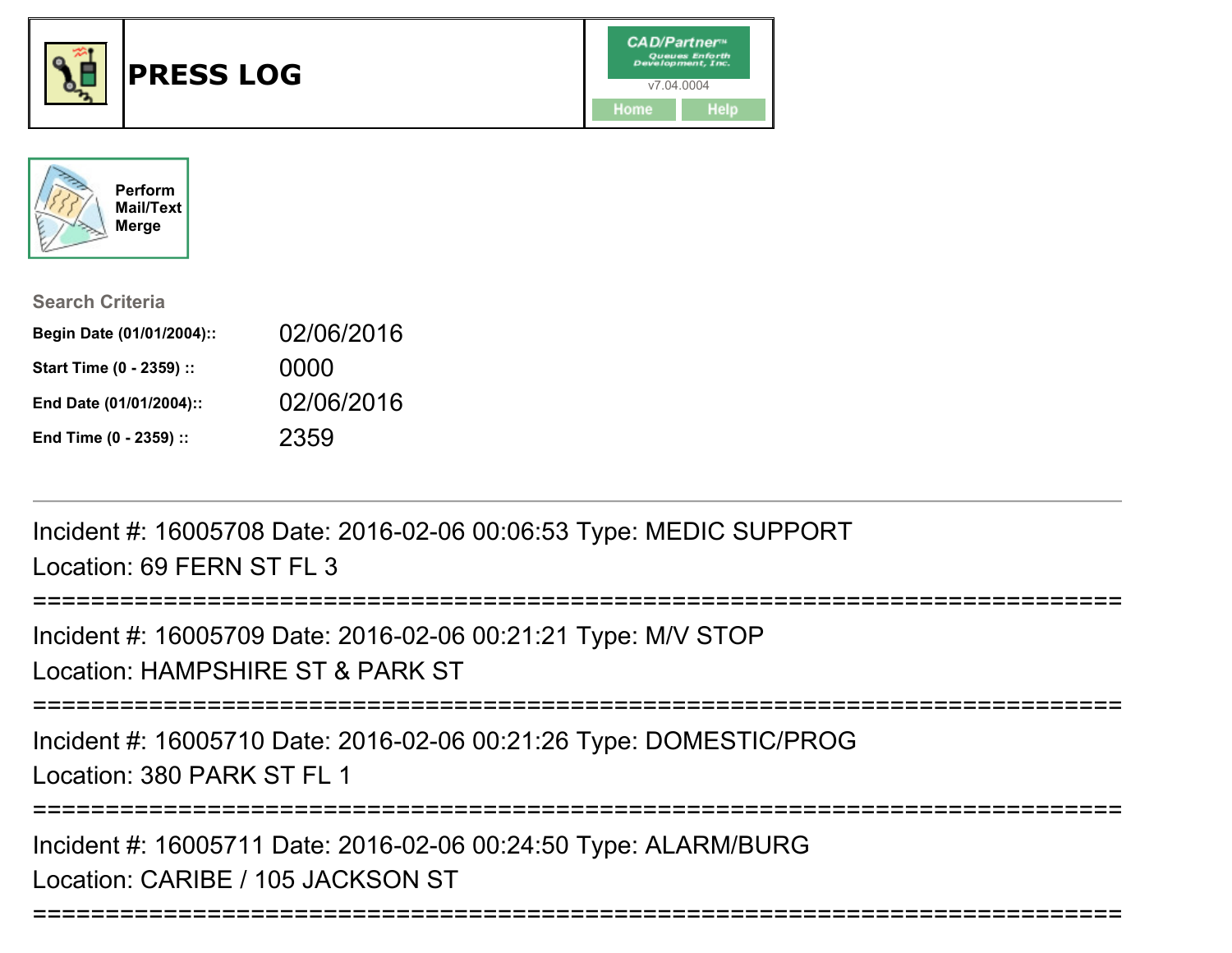# PRESS LOG

CAD/Partner™
Queues Enforth Development, Inc.
v7.04.0004

Home Help

Perform Mail/Text Merge

**Search Criteria**

| | |
|---|---|
| **Begin Date (01/01/2004)::** | 02/06/2016 |
| **Start Time (0 - 2359) ::** | 0000 |
| **End Date (01/01/2004)::** | 02/06/2016 |
| **End Time (0 - 2359) ::** | 2359 |

---

Incident #: 16005708 Date: 2016-02-06 00:06:53 Type: MEDIC SUPPORT
Location: 69 FERN ST FL 3

===========================================================================

Incident #: 16005709 Date: 2016-02-06 00:21:21 Type: M/V STOP
Location: HAMPSHIRE ST & PARK ST

===========================================================================

Incident #: 16005710 Date: 2016-02-06 00:21:26 Type: DOMESTIC/PROG
Location: 380 PARK ST FL 1

===========================================================================

Incident #: 16005711 Date: 2016-02-06 00:24:50 Type: ALARM/BURG
Location: CARIBE / 105 JACKSON ST

===========================================================================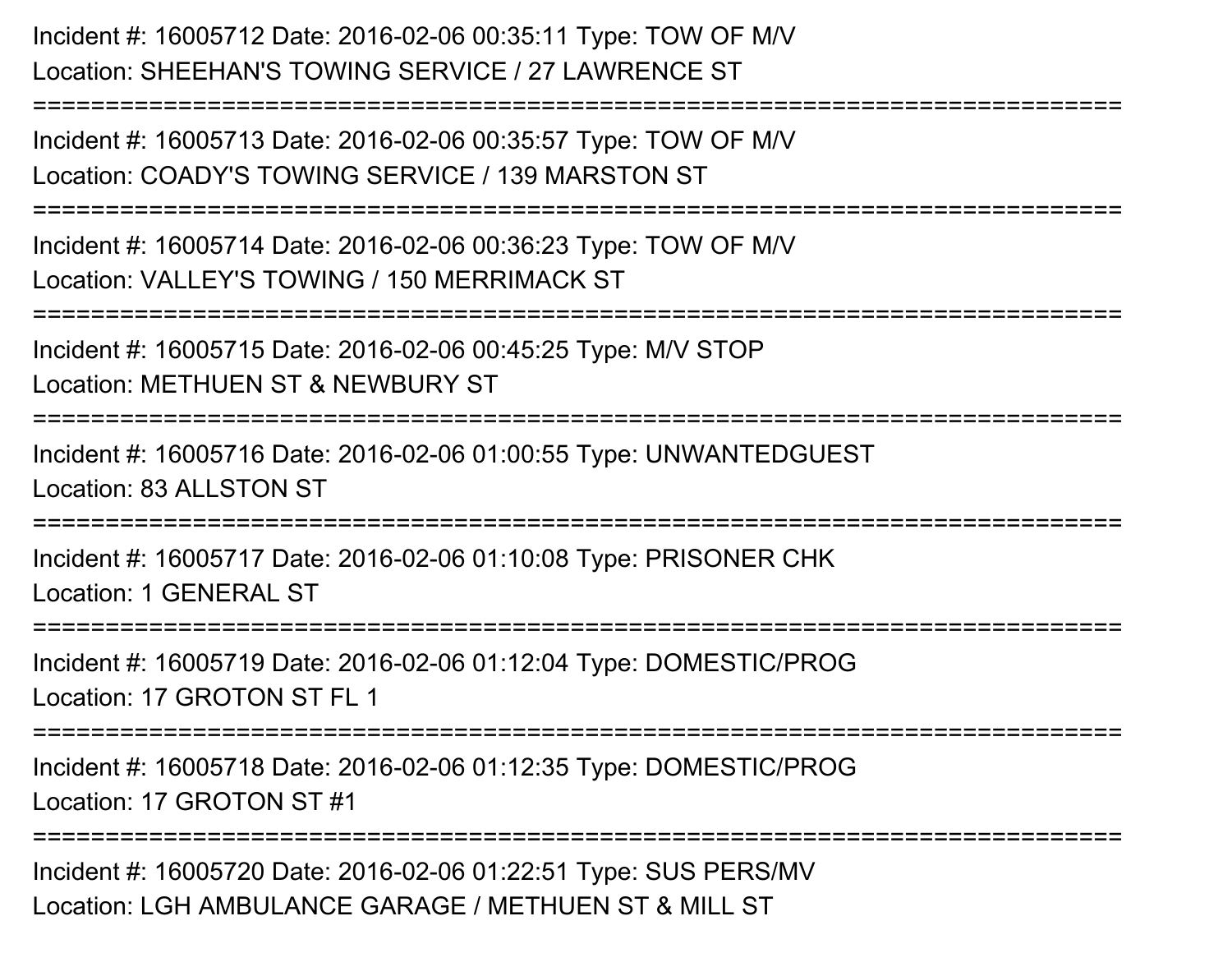Incident #: 16005712 Date: 2016-02-06 00:35:11 Type: TOW OF M/V
Location: SHEEHAN'S TOWING SERVICE / 27 LAWRENCE ST

===========================================================================

Incident #: 16005713 Date: 2016-02-06 00:35:57 Type: TOW OF M/V
Location: COADY'S TOWING SERVICE / 139 MARSTON ST

===========================================================================

Incident #: 16005714 Date: 2016-02-06 00:36:23 Type: TOW OF M/V
Location: VALLEY'S TOWING / 150 MERRIMACK ST

===========================================================================

Incident #: 16005715 Date: 2016-02-06 00:45:25 Type: M/V STOP
Location: METHUEN ST & NEWBURY ST

===========================================================================

Incident #: 16005716 Date: 2016-02-06 01:00:55 Type: UNWANTEDGUEST
Location: 83 ALLSTON ST

===========================================================================

Incident #: 16005717 Date: 2016-02-06 01:10:08 Type: PRISONER CHK
Location: 1 GENERAL ST

===========================================================================

Incident #: 16005719 Date: 2016-02-06 01:12:04 Type: DOMESTIC/PROG
Location: 17 GROTON ST FL 1

===========================================================================

Incident #: 16005718 Date: 2016-02-06 01:12:35 Type: DOMESTIC/PROG
Location: 17 GROTON ST #1

===========================================================================

Incident #: 16005720 Date: 2016-02-06 01:22:51 Type: SUS PERS/MV
Location: LGH AMBULANCE GARAGE / METHUEN ST & MILL ST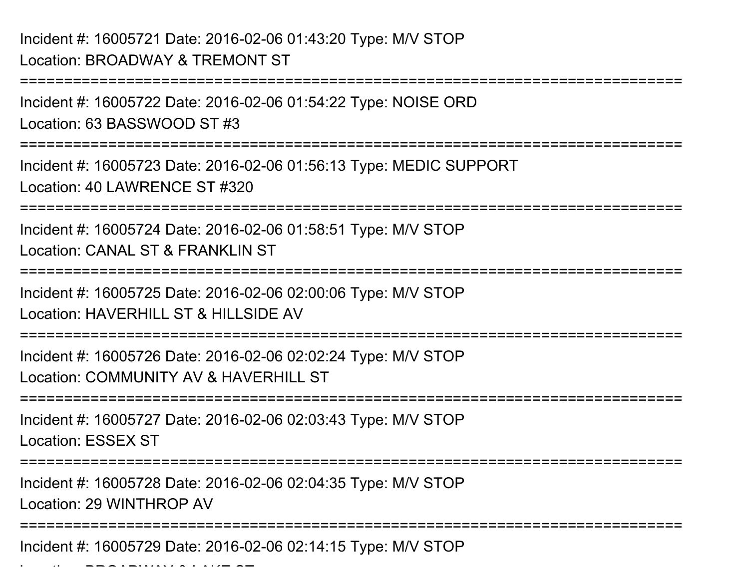Incident #: 16005721 Date: 2016-02-06 01:43:20 Type: M/V STOP
Location: BROADWAY & TREMONT ST

===========================================================================

Incident #: 16005722 Date: 2016-02-06 01:54:22 Type: NOISE ORD
Location: 63 BASSWOOD ST #3

===========================================================================

Incident #: 16005723 Date: 2016-02-06 01:56:13 Type: MEDIC SUPPORT
Location: 40 LAWRENCE ST #320

===========================================================================

Incident #: 16005724 Date: 2016-02-06 01:58:51 Type: M/V STOP
Location: CANAL ST & FRANKLIN ST

===========================================================================

Incident #: 16005725 Date: 2016-02-06 02:00:06 Type: M/V STOP
Location: HAVERHILL ST & HILLSIDE AV

===========================================================================

Incident #: 16005726 Date: 2016-02-06 02:02:24 Type: M/V STOP
Location: COMMUNITY AV & HAVERHILL ST

===========================================================================

Incident #: 16005727 Date: 2016-02-06 02:03:43 Type: M/V STOP
Location: ESSEX ST

===========================================================================

Incident #: 16005728 Date: 2016-02-06 02:04:35 Type: M/V STOP
Location: 29 WINTHROP AV

===========================================================================

Incident #: 16005729 Date: 2016-02-06 02:14:15 Type: M/V STOP
Location: BROADWAY & LAKE ST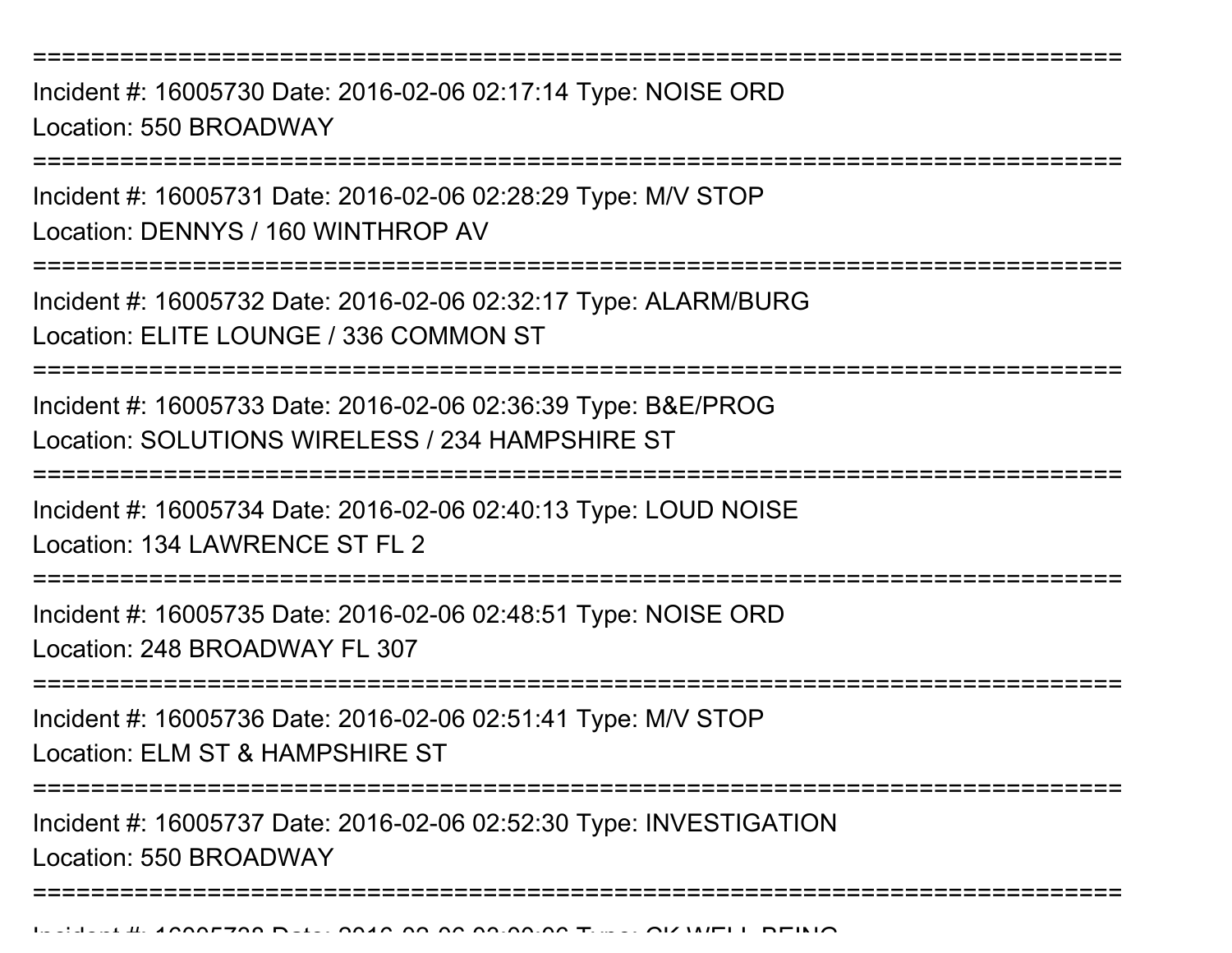===========================================================================

Incident #: 16005730 Date: 2016-02-06 02:17:14 Type: NOISE ORD

Location: 550 BROADWAY

===========================================================================

Incident #: 16005731 Date: 2016-02-06 02:28:29 Type: M/V STOP

Location: DENNYS / 160 WINTHROP AV

===========================================================================

Incident #: 16005732 Date: 2016-02-06 02:32:17 Type: ALARM/BURG

Location: ELITE LOUNGE / 336 COMMON ST

===========================================================================

Incident #: 16005733 Date: 2016-02-06 02:36:39 Type: B&E/PROG

Location: SOLUTIONS WIRELESS / 234 HAMPSHIRE ST

===========================================================================

Incident #: 16005734 Date: 2016-02-06 02:40:13 Type: LOUD NOISE

Location: 134 LAWRENCE ST FL 2

===========================================================================

Incident #: 16005735 Date: 2016-02-06 02:48:51 Type: NOISE ORD

Location: 248 BROADWAY FL 307

===========================================================================

Incident #: 16005736 Date: 2016-02-06 02:51:41 Type: M/V STOP

Location: ELM ST & HAMPSHIRE ST

===========================================================================

Incident #: 16005737 Date: 2016-02-06 02:52:30 Type: INVESTIGATION

Location: 550 BROADWAY

===========================================================================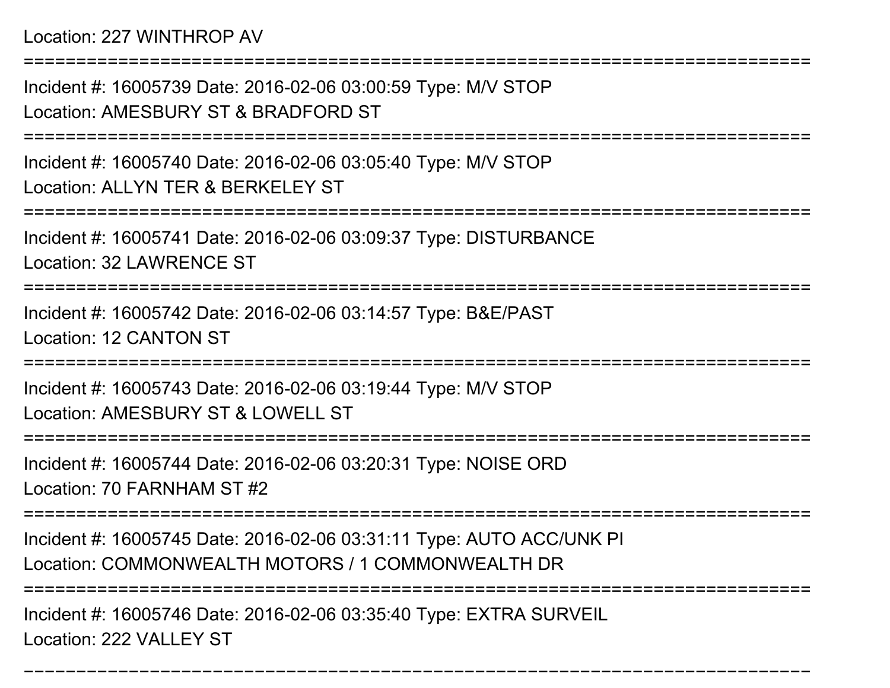Location: 227 WINTHROP AV

===========================================================================

Incident #: 16005739 Date: 2016-02-06 03:00:59 Type: M/V STOP

Location: AMESBURY ST & BRADFORD ST

===========================================================================

Incident #: 16005740 Date: 2016-02-06 03:05:40 Type: M/V STOP

Location: ALLYN TER & BERKELEY ST

===========================================================================

Incident #: 16005741 Date: 2016-02-06 03:09:37 Type: DISTURBANCE

Location: 32 LAWRENCE ST

===========================================================================

Incident #: 16005742 Date: 2016-02-06 03:14:57 Type: B&E/PAST

Location: 12 CANTON ST

===========================================================================

Incident #: 16005743 Date: 2016-02-06 03:19:44 Type: M/V STOP

Location: AMESBURY ST & LOWELL ST

===========================================================================

Incident #: 16005744 Date: 2016-02-06 03:20:31 Type: NOISE ORD

Location: 70 FARNHAM ST #2

===========================================================================

Incident #: 16005745 Date: 2016-02-06 03:31:11 Type: AUTO ACC/UNK PI

Location: COMMONWEALTH MOTORS / 1 COMMONWEALTH DR

===========================================================================

Incident #: 16005746 Date: 2016-02-06 03:35:40 Type: EXTRA SURVEIL

Location: 222 VALLEY ST

===========================================================================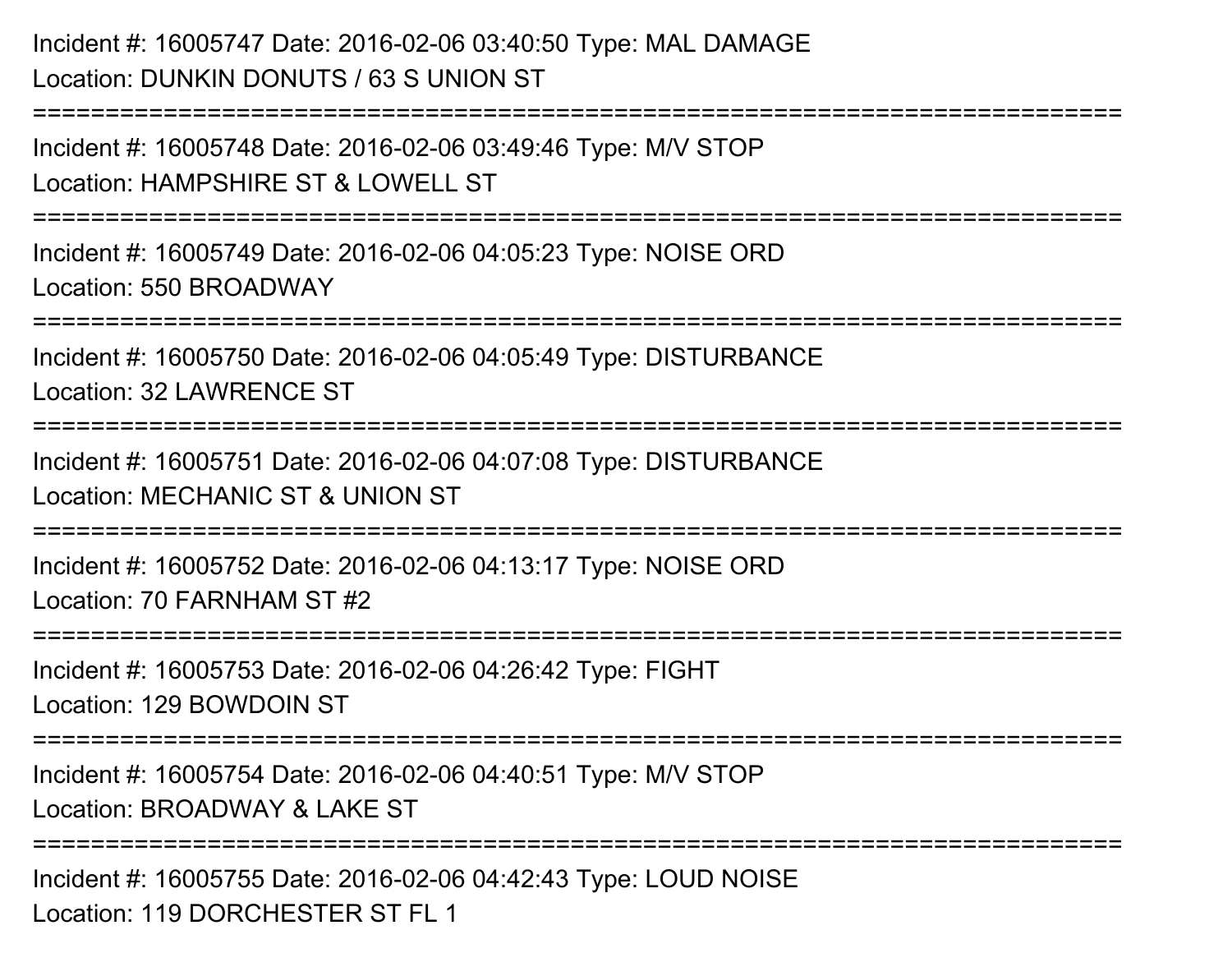Incident #: 16005747 Date: 2016-02-06 03:40:50 Type: MAL DAMAGE
Location: DUNKIN DONUTS / 63 S UNION ST

===========================================================================

Incident #: 16005748 Date: 2016-02-06 03:49:46 Type: M/V STOP
Location: HAMPSHIRE ST & LOWELL ST

===========================================================================

Incident #: 16005749 Date: 2016-02-06 04:05:23 Type: NOISE ORD
Location: 550 BROADWAY

===========================================================================

Incident #: 16005750 Date: 2016-02-06 04:05:49 Type: DISTURBANCE
Location: 32 LAWRENCE ST

===========================================================================

Incident #: 16005751 Date: 2016-02-06 04:07:08 Type: DISTURBANCE
Location: MECHANIC ST & UNION ST

===========================================================================

Incident #: 16005752 Date: 2016-02-06 04:13:17 Type: NOISE ORD
Location: 70 FARNHAM ST #2

===========================================================================

Incident #: 16005753 Date: 2016-02-06 04:26:42 Type: FIGHT
Location: 129 BOWDOIN ST

===========================================================================

Incident #: 16005754 Date: 2016-02-06 04:40:51 Type: M/V STOP
Location: BROADWAY & LAKE ST

===========================================================================

Incident #: 16005755 Date: 2016-02-06 04:42:43 Type: LOUD NOISE
Location: 119 DORCHESTER ST FL 1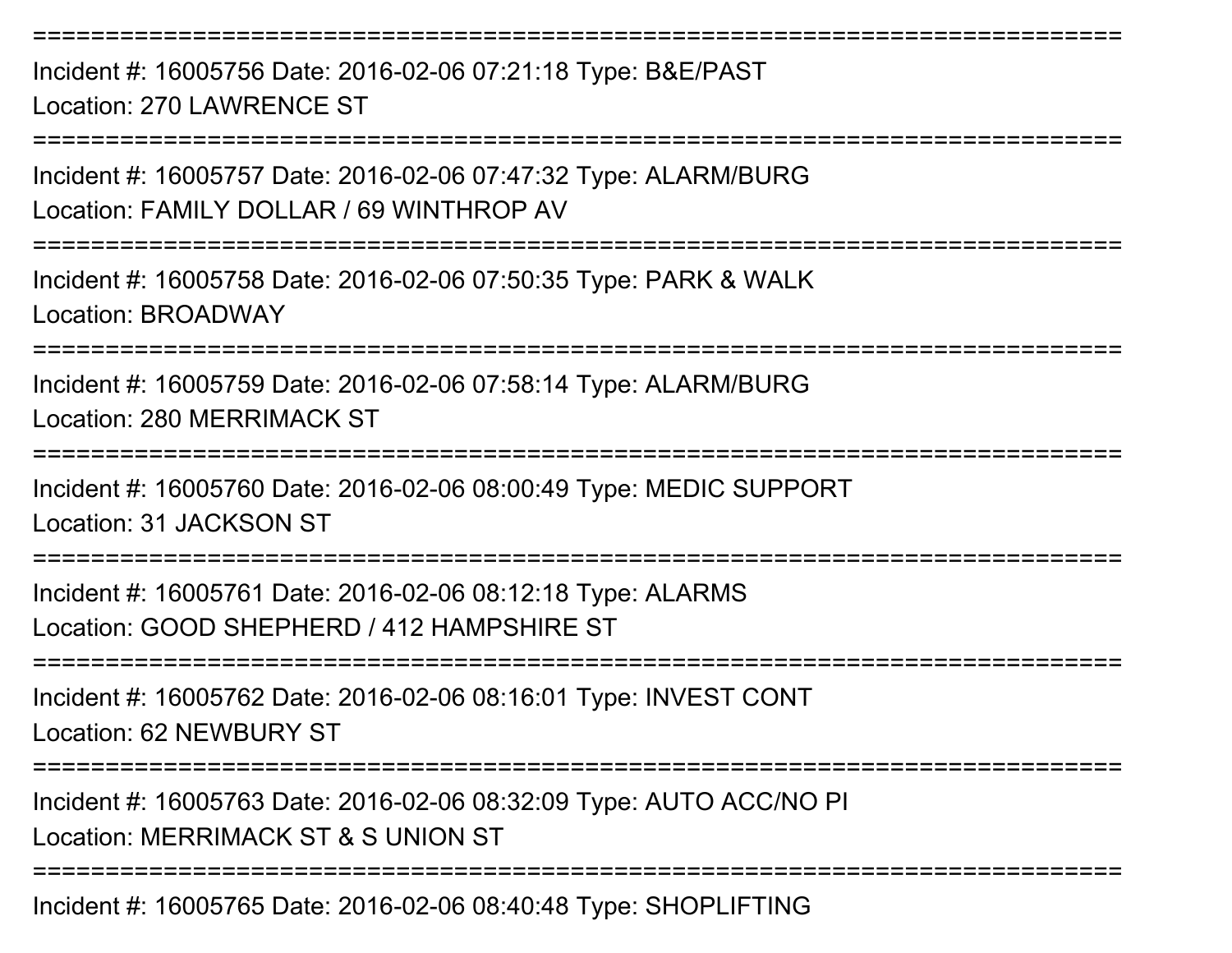===========================================================================

Incident #: 16005756 Date: 2016-02-06 07:21:18 Type: B&E/PAST
Location: 270 LAWRENCE ST

===========================================================================

Incident #: 16005757 Date: 2016-02-06 07:47:32 Type: ALARM/BURG
Location: FAMILY DOLLAR / 69 WINTHROP AV

===========================================================================

Incident #: 16005758 Date: 2016-02-06 07:50:35 Type: PARK & WALK
Location: BROADWAY

===========================================================================

Incident #: 16005759 Date: 2016-02-06 07:58:14 Type: ALARM/BURG
Location: 280 MERRIMACK ST

===========================================================================

Incident #: 16005760 Date: 2016-02-06 08:00:49 Type: MEDIC SUPPORT
Location: 31 JACKSON ST

===========================================================================

Incident #: 16005761 Date: 2016-02-06 08:12:18 Type: ALARMS
Location: GOOD SHEPHERD / 412 HAMPSHIRE ST

===========================================================================

Incident #: 16005762 Date: 2016-02-06 08:16:01 Type: INVEST CONT
Location: 62 NEWBURY ST

===========================================================================

Incident #: 16005763 Date: 2016-02-06 08:32:09 Type: AUTO ACC/NO PI
Location: MERRIMACK ST & S UNION ST

===========================================================================

Incident #: 16005765 Date: 2016-02-06 08:40:48 Type: SHOPLIFTING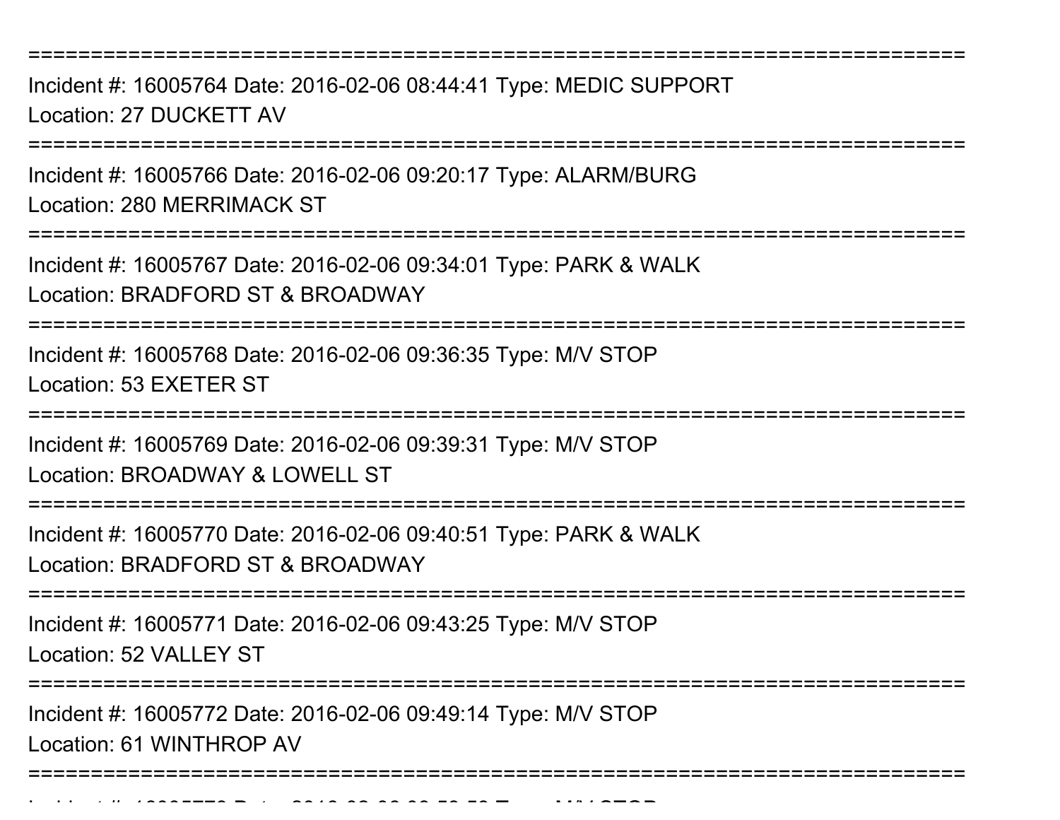===========================================================================
Incident #: 16005764 Date: 2016-02-06 08:44:41 Type: MEDIC SUPPORT
Location: 27 DUCKETT AV
===========================================================================
Incident #: 16005766 Date: 2016-02-06 09:20:17 Type: ALARM/BURG
Location: 280 MERRIMACK ST
===========================================================================
Incident #: 16005767 Date: 2016-02-06 09:34:01 Type: PARK & WALK
Location: BRADFORD ST & BROADWAY
===========================================================================
Incident #: 16005768 Date: 2016-02-06 09:36:35 Type: M/V STOP
Location: 53 EXETER ST
===========================================================================
Incident #: 16005769 Date: 2016-02-06 09:39:31 Type: M/V STOP
Location: BROADWAY & LOWELL ST
===========================================================================
Incident #: 16005770 Date: 2016-02-06 09:40:51 Type: PARK & WALK
Location: BRADFORD ST & BROADWAY
===========================================================================
Incident #: 16005771 Date: 2016-02-06 09:43:25 Type: M/V STOP
Location: 52 VALLEY ST
===========================================================================
Incident #: 16005772 Date: 2016-02-06 09:49:14 Type: M/V STOP
Location: 61 WINTHROP AV
===========================================================================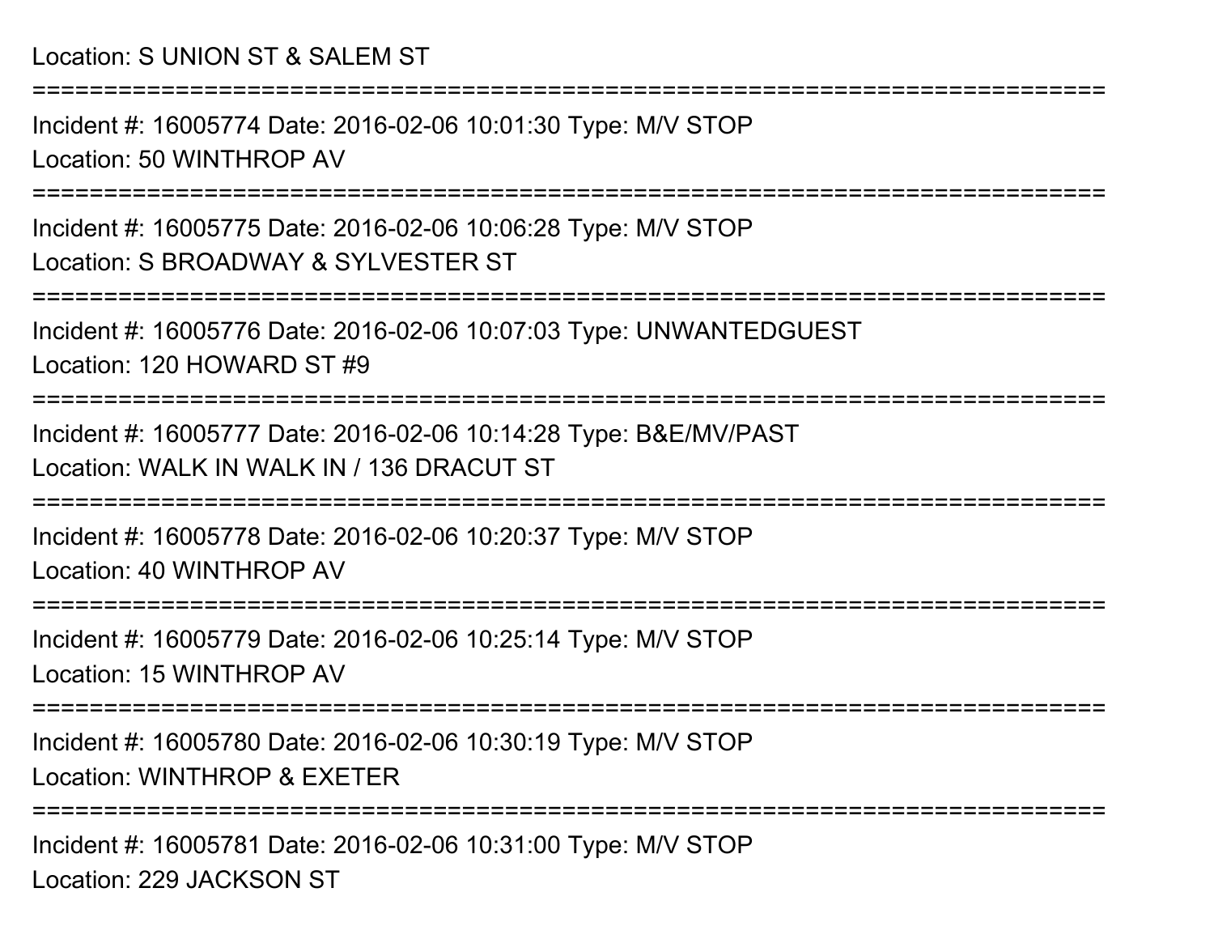Location: S UNION ST & SALEM ST

===========================================================================

Incident #: 16005774 Date: 2016-02-06 10:01:30 Type: M/V STOP

Location: 50 WINTHROP AV

===========================================================================

Incident #: 16005775 Date: 2016-02-06 10:06:28 Type: M/V STOP

Location: S BROADWAY & SYLVESTER ST

===========================================================================

Incident #: 16005776 Date: 2016-02-06 10:07:03 Type: UNWANTEDGUEST

Location: 120 HOWARD ST #9

===========================================================================

Incident #: 16005777 Date: 2016-02-06 10:14:28 Type: B&E/MV/PAST

Location: WALK IN WALK IN / 136 DRACUT ST

===========================================================================

Incident #: 16005778 Date: 2016-02-06 10:20:37 Type: M/V STOP

Location: 40 WINTHROP AV

===========================================================================

Incident #: 16005779 Date: 2016-02-06 10:25:14 Type: M/V STOP

Location: 15 WINTHROP AV

===========================================================================

Incident #: 16005780 Date: 2016-02-06 10:30:19 Type: M/V STOP

Location: WINTHROP & EXETER

===========================================================================

Incident #: 16005781 Date: 2016-02-06 10:31:00 Type: M/V STOP

Location: 229 JACKSON ST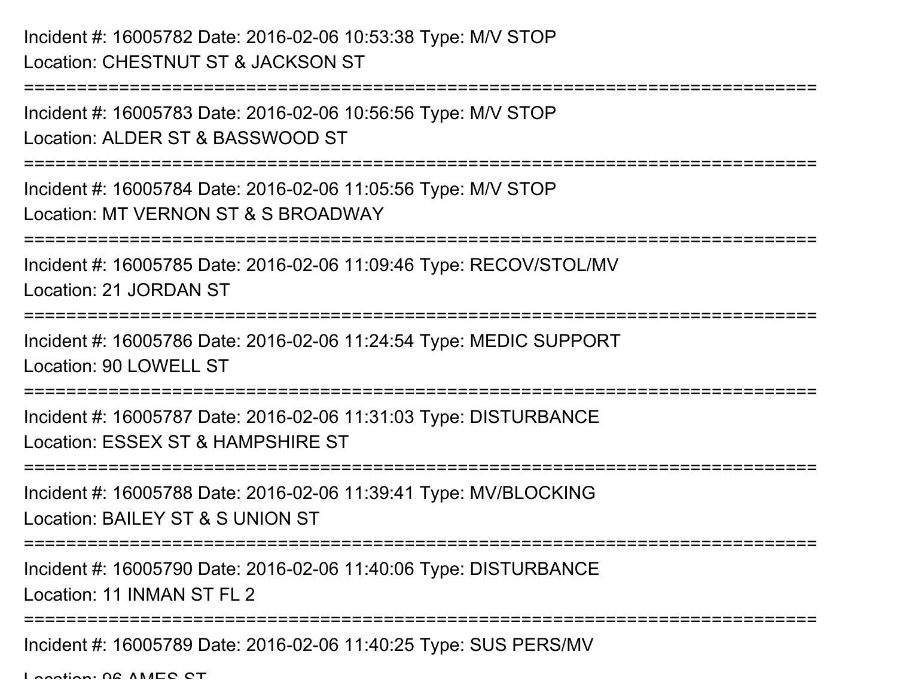Incident #: 16005782 Date: 2016-02-06 10:53:38 Type: M/V STOP
Location: CHESTNUT ST & JACKSON ST

===========================================================================

Incident #: 16005783 Date: 2016-02-06 10:56:56 Type: M/V STOP
Location: ALDER ST & BASSWOOD ST

===========================================================================

Incident #: 16005784 Date: 2016-02-06 11:05:56 Type: M/V STOP
Location: MT VERNON ST & S BROADWAY

===========================================================================

Incident #: 16005785 Date: 2016-02-06 11:09:46 Type: RECOV/STOL/MV
Location: 21 JORDAN ST

===========================================================================

Incident #: 16005786 Date: 2016-02-06 11:24:54 Type: MEDIC SUPPORT
Location: 90 LOWELL ST

===========================================================================

Incident #: 16005787 Date: 2016-02-06 11:31:03 Type: DISTURBANCE
Location: ESSEX ST & HAMPSHIRE ST

===========================================================================

Incident #: 16005788 Date: 2016-02-06 11:39:41 Type: MV/BLOCKING
Location: BAILEY ST & S UNION ST

===========================================================================

Incident #: 16005790 Date: 2016-02-06 11:40:06 Type: DISTURBANCE
Location: 11 INMAN ST FL 2

===========================================================================

Incident #: 16005789 Date: 2016-02-06 11:40:25 Type: SUS PERS/MV
Location: 96 AMES ST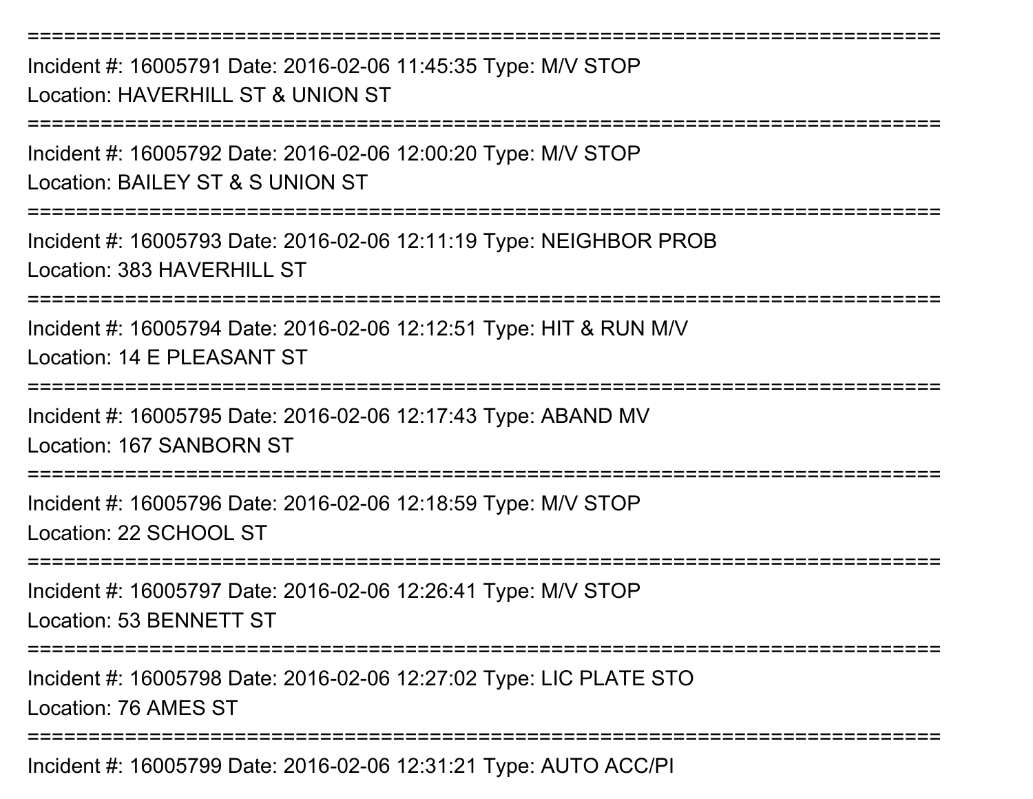===========================================================================

Incident #: 16005791 Date: 2016-02-06 11:45:35 Type: M/V STOP

Location: HAVERHILL ST & UNION ST

===========================================================================

Incident #: 16005792 Date: 2016-02-06 12:00:20 Type: M/V STOP

Location: BAILEY ST & S UNION ST

===========================================================================

Incident #: 16005793 Date: 2016-02-06 12:11:19 Type: NEIGHBOR PROB

Location: 383 HAVERHILL ST

===========================================================================

Incident #: 16005794 Date: 2016-02-06 12:12:51 Type: HIT & RUN M/V

Location: 14 E PLEASANT ST

===========================================================================

Incident #: 16005795 Date: 2016-02-06 12:17:43 Type: ABAND MV

Location: 167 SANBORN ST

===========================================================================

Incident #: 16005796 Date: 2016-02-06 12:18:59 Type: M/V STOP

Location: 22 SCHOOL ST

===========================================================================

Incident #: 16005797 Date: 2016-02-06 12:26:41 Type: M/V STOP

Location: 53 BENNETT ST

===========================================================================

Incident #: 16005798 Date: 2016-02-06 12:27:02 Type: LIC PLATE STO

Location: 76 AMES ST

===========================================================================

Incident #: 16005799 Date: 2016-02-06 12:31:21 Type: AUTO ACC/PI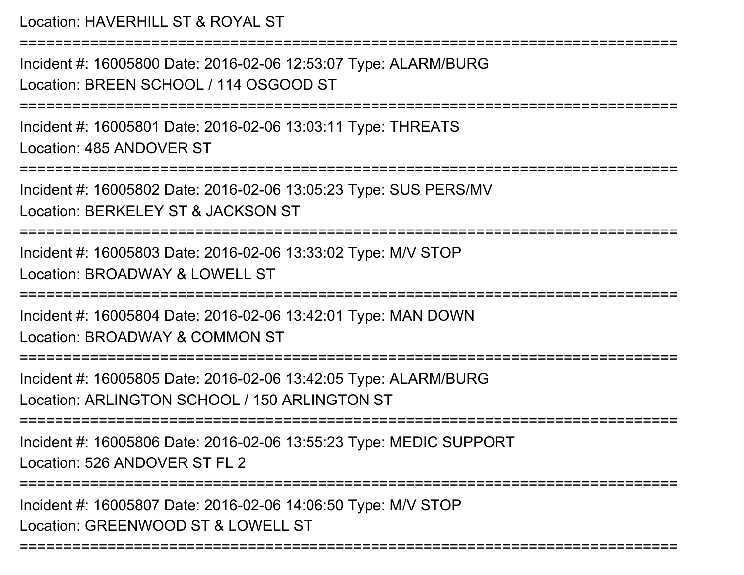Location: HAVERHILL ST & ROYAL ST

===========================================================================

Incident #: 16005800 Date: 2016-02-06 12:53:07 Type: ALARM/BURG

Location: BREEN SCHOOL / 114 OSGOOD ST

===========================================================================

Incident #: 16005801 Date: 2016-02-06 13:03:11 Type: THREATS

Location: 485 ANDOVER ST

===========================================================================

Incident #: 16005802 Date: 2016-02-06 13:05:23 Type: SUS PERS/MV

Location: BERKELEY ST & JACKSON ST

===========================================================================

Incident #: 16005803 Date: 2016-02-06 13:33:02 Type: M/V STOP

Location: BROADWAY & LOWELL ST

===========================================================================

Incident #: 16005804 Date: 2016-02-06 13:42:01 Type: MAN DOWN

Location: BROADWAY & COMMON ST

===========================================================================

Incident #: 16005805 Date: 2016-02-06 13:42:05 Type: ALARM/BURG

Location: ARLINGTON SCHOOL / 150 ARLINGTON ST

===========================================================================

Incident #: 16005806 Date: 2016-02-06 13:55:23 Type: MEDIC SUPPORT

Location: 526 ANDOVER ST FL 2

===========================================================================

Incident #: 16005807 Date: 2016-02-06 14:06:50 Type: M/V STOP

Location: GREENWOOD ST & LOWELL ST

===========================================================================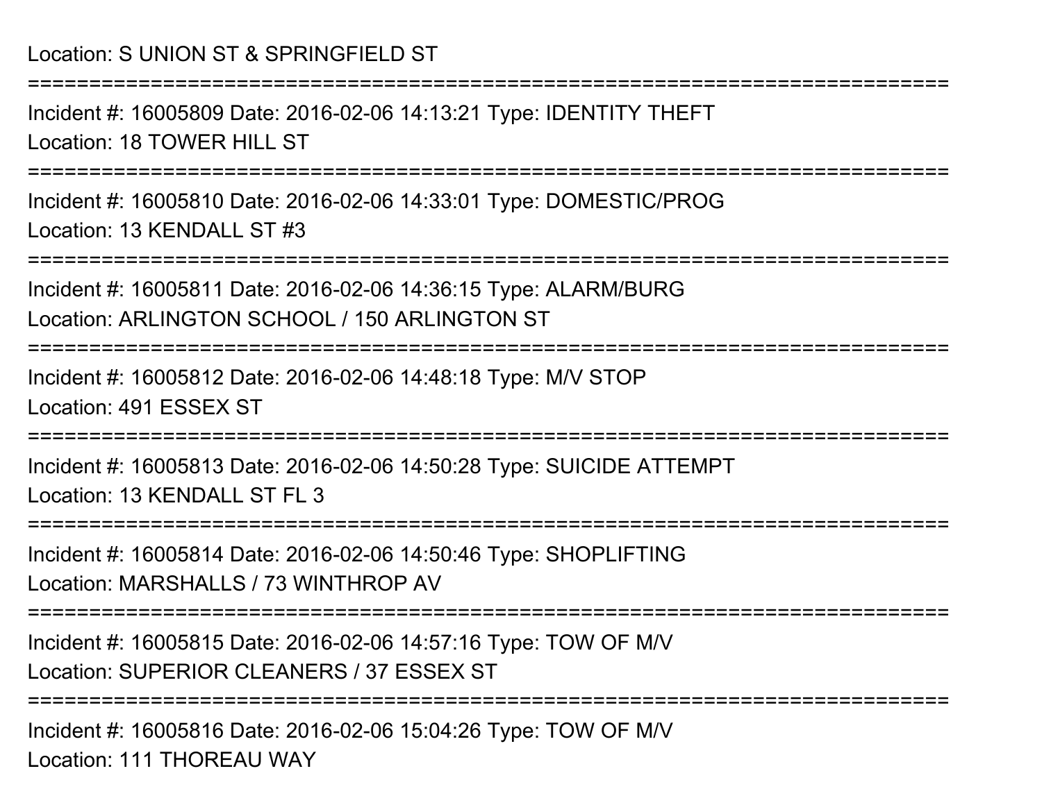Location: S UNION ST & SPRINGFIELD ST

===========================================================================

Incident #: 16005809 Date: 2016-02-06 14:13:21 Type: IDENTITY THEFT
Location: 18 TOWER HILL ST

===========================================================================

Incident #: 16005810 Date: 2016-02-06 14:33:01 Type: DOMESTIC/PROG
Location: 13 KENDALL ST #3

===========================================================================

Incident #: 16005811 Date: 2016-02-06 14:36:15 Type: ALARM/BURG
Location: ARLINGTON SCHOOL / 150 ARLINGTON ST

===========================================================================

Incident #: 16005812 Date: 2016-02-06 14:48:18 Type: M/V STOP
Location: 491 ESSEX ST

===========================================================================

Incident #: 16005813 Date: 2016-02-06 14:50:28 Type: SUICIDE ATTEMPT
Location: 13 KENDALL ST FL 3

===========================================================================

Incident #: 16005814 Date: 2016-02-06 14:50:46 Type: SHOPLIFTING
Location: MARSHALLS / 73 WINTHROP AV

===========================================================================

Incident #: 16005815 Date: 2016-02-06 14:57:16 Type: TOW OF M/V
Location: SUPERIOR CLEANERS / 37 ESSEX ST

===========================================================================

Incident #: 16005816 Date: 2016-02-06 15:04:26 Type: TOW OF M/V
Location: 111 THOREAU WAY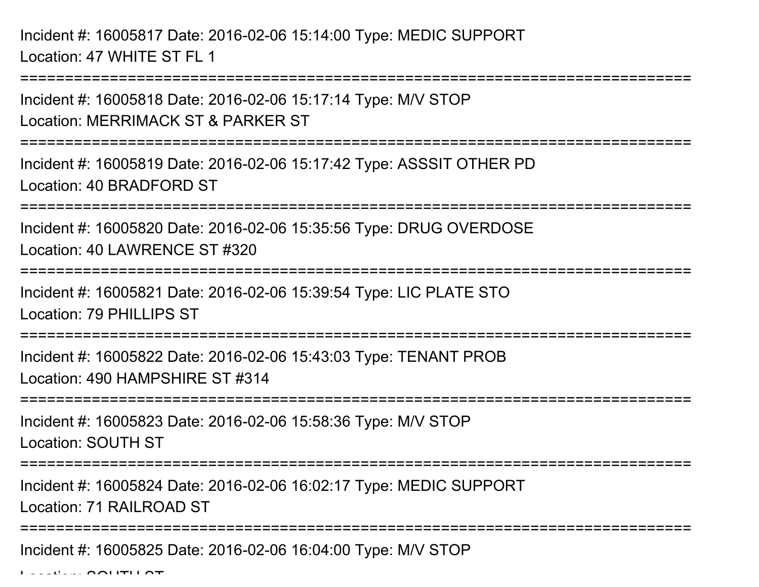Incident #: 16005817 Date: 2016-02-06 15:14:00 Type: MEDIC SUPPORT
Location: 47 WHITE ST FL 1

===========================================================================

Incident #: 16005818 Date: 2016-02-06 15:17:14 Type: M/V STOP
Location: MERRIMACK ST & PARKER ST

===========================================================================

Incident #: 16005819 Date: 2016-02-06 15:17:42 Type: ASSSIT OTHER PD
Location: 40 BRADFORD ST

===========================================================================

Incident #: 16005820 Date: 2016-02-06 15:35:56 Type: DRUG OVERDOSE
Location: 40 LAWRENCE ST #320

===========================================================================

Incident #: 16005821 Date: 2016-02-06 15:39:54 Type: LIC PLATE STO
Location: 79 PHILLIPS ST

===========================================================================

Incident #: 16005822 Date: 2016-02-06 15:43:03 Type: TENANT PROB
Location: 490 HAMPSHIRE ST #314

===========================================================================

Incident #: 16005823 Date: 2016-02-06 15:58:36 Type: M/V STOP
Location: SOUTH ST

===========================================================================

Incident #: 16005824 Date: 2016-02-06 16:02:17 Type: MEDIC SUPPORT
Location: 71 RAILROAD ST

===========================================================================

Incident #: 16005825 Date: 2016-02-06 16:04:00 Type: M/V STOP
Location: SOUTH ST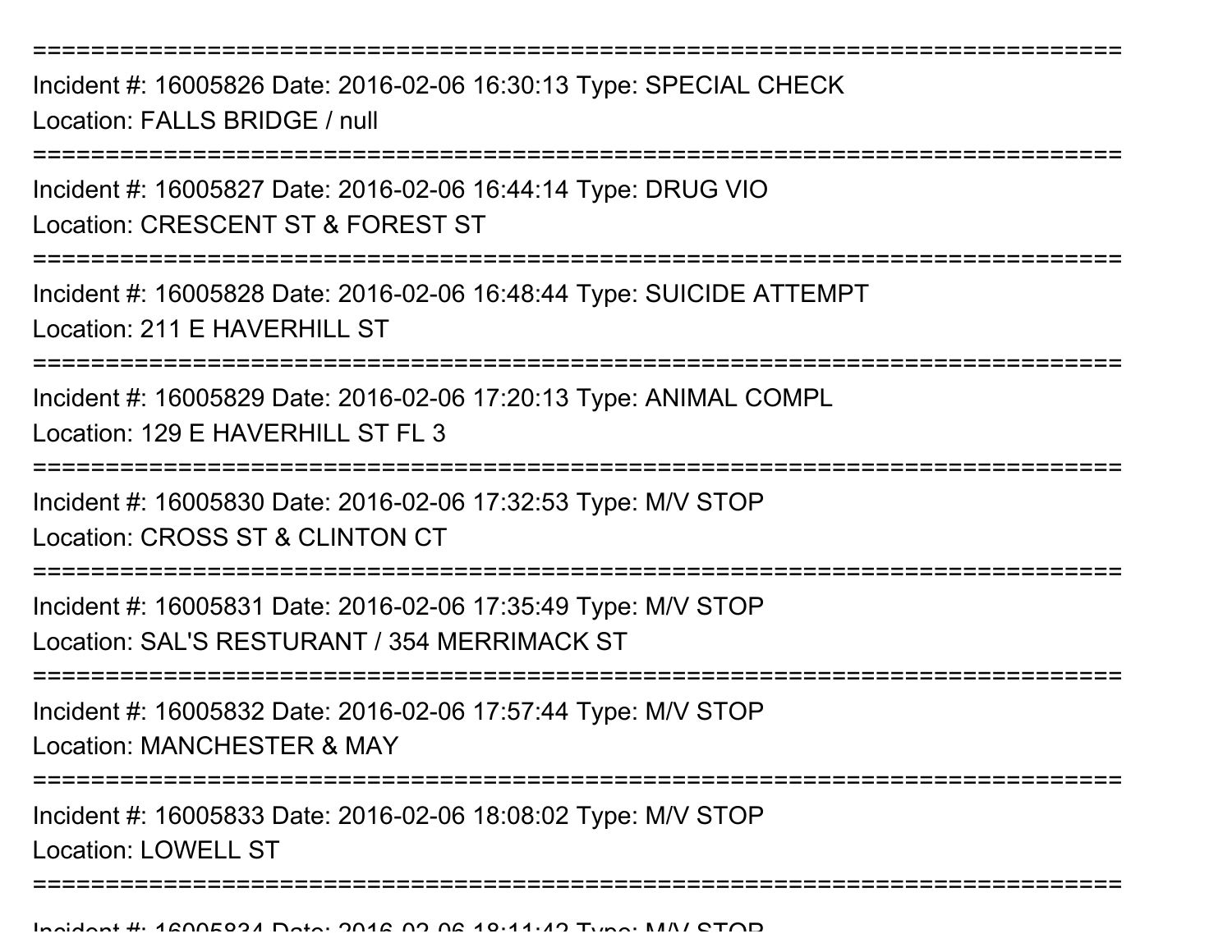===========================================================================

Incident #: 16005826 Date: 2016-02-06 16:30:13 Type: SPECIAL CHECK
Location: FALLS BRIDGE / null

===========================================================================

Incident #: 16005827 Date: 2016-02-06 16:44:14 Type: DRUG VIO
Location: CRESCENT ST & FOREST ST

===========================================================================

Incident #: 16005828 Date: 2016-02-06 16:48:44 Type: SUICIDE ATTEMPT
Location: 211 E HAVERHILL ST

===========================================================================

Incident #: 16005829 Date: 2016-02-06 17:20:13 Type: ANIMAL COMPL
Location: 129 E HAVERHILL ST FL 3

===========================================================================

Incident #: 16005830 Date: 2016-02-06 17:32:53 Type: M/V STOP
Location: CROSS ST & CLINTON CT

===========================================================================

Incident #: 16005831 Date: 2016-02-06 17:35:49 Type: M/V STOP
Location: SAL'S RESTURANT / 354 MERRIMACK ST

===========================================================================

Incident #: 16005832 Date: 2016-02-06 17:57:44 Type: M/V STOP
Location: MANCHESTER & MAY

===========================================================================

Incident #: 16005833 Date: 2016-02-06 18:08:02 Type: M/V STOP
Location: LOWELL ST

===========================================================================

Incident #: 16005834 Date: 2016-02-06 18:11:42 Type: M/V STOP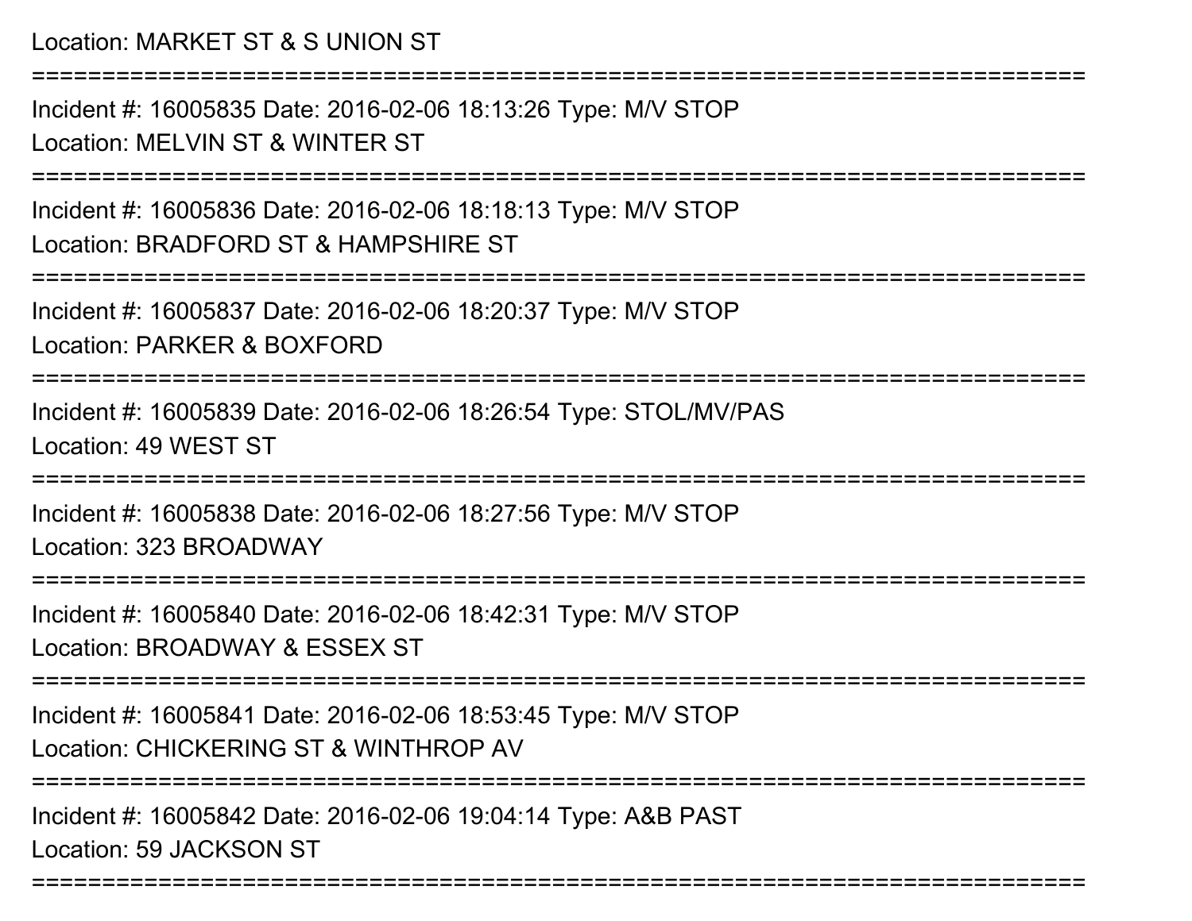Location: MARKET ST & S UNION ST

===========================================================================

Incident #: 16005835 Date: 2016-02-06 18:13:26 Type: M/V STOP

Location: MELVIN ST & WINTER ST

===========================================================================

Incident #: 16005836 Date: 2016-02-06 18:18:13 Type: M/V STOP

Location: BRADFORD ST & HAMPSHIRE ST

===========================================================================

Incident #: 16005837 Date: 2016-02-06 18:20:37 Type: M/V STOP

Location: PARKER & BOXFORD

===========================================================================

Incident #: 16005839 Date: 2016-02-06 18:26:54 Type: STOL/MV/PAS

Location: 49 WEST ST

===========================================================================

Incident #: 16005838 Date: 2016-02-06 18:27:56 Type: M/V STOP

Location: 323 BROADWAY

===========================================================================

Incident #: 16005840 Date: 2016-02-06 18:42:31 Type: M/V STOP

Location: BROADWAY & ESSEX ST

===========================================================================

Incident #: 16005841 Date: 2016-02-06 18:53:45 Type: M/V STOP

Location: CHICKERING ST & WINTHROP AV

===========================================================================

Incident #: 16005842 Date: 2016-02-06 19:04:14 Type: A&B PAST

Location: 59 JACKSON ST

===========================================================================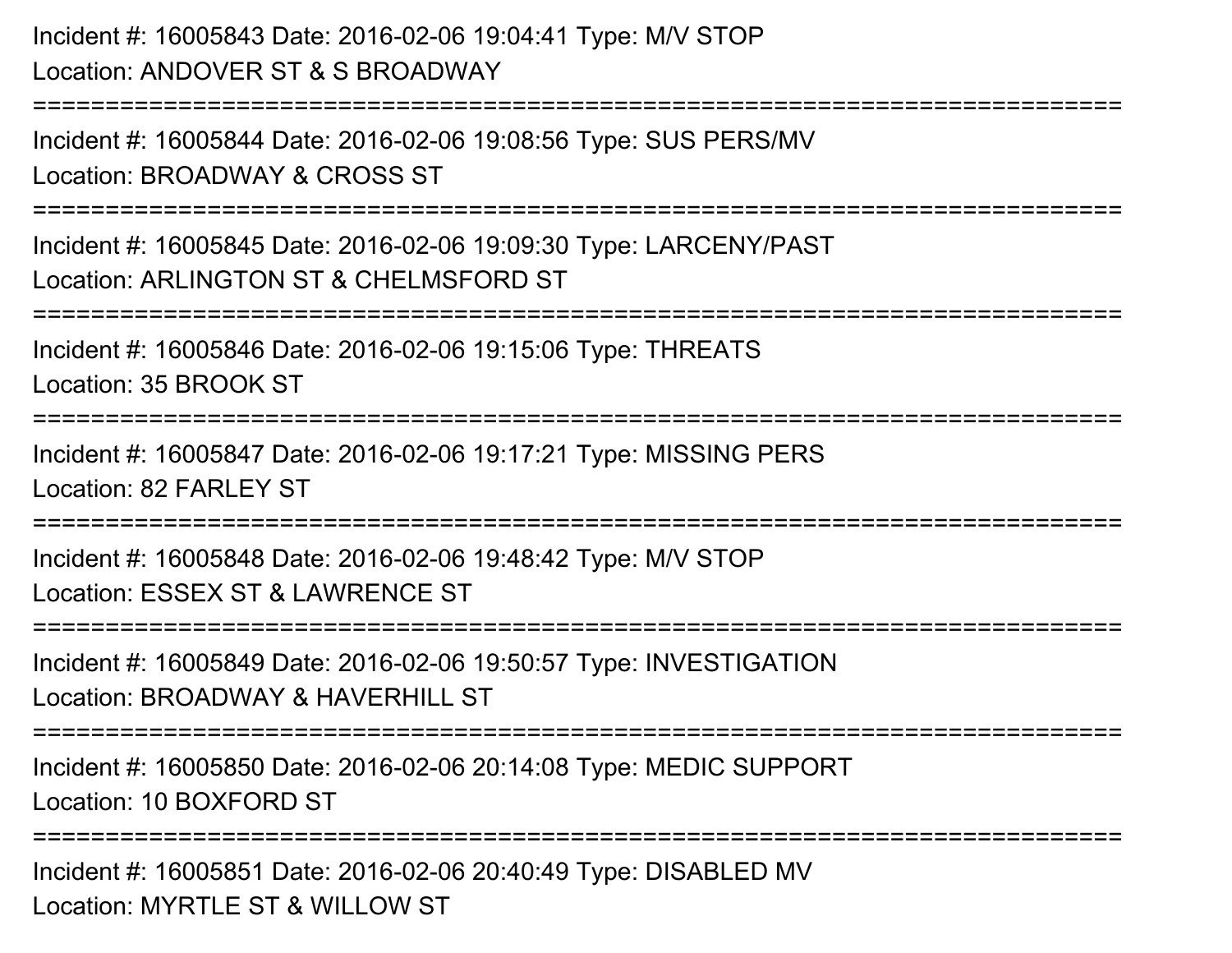Incident #: 16005843 Date: 2016-02-06 19:04:41 Type: M/V STOP
Location: ANDOVER ST & S BROADWAY

===========================================================================

Incident #: 16005844 Date: 2016-02-06 19:08:56 Type: SUS PERS/MV
Location: BROADWAY & CROSS ST

===========================================================================

Incident #: 16005845 Date: 2016-02-06 19:09:30 Type: LARCENY/PAST
Location: ARLINGTON ST & CHELMSFORD ST

===========================================================================

Incident #: 16005846 Date: 2016-02-06 19:15:06 Type: THREATS
Location: 35 BROOK ST

===========================================================================

Incident #: 16005847 Date: 2016-02-06 19:17:21 Type: MISSING PERS
Location: 82 FARLEY ST

===========================================================================

Incident #: 16005848 Date: 2016-02-06 19:48:42 Type: M/V STOP
Location: ESSEX ST & LAWRENCE ST

===========================================================================

Incident #: 16005849 Date: 2016-02-06 19:50:57 Type: INVESTIGATION
Location: BROADWAY & HAVERHILL ST

===========================================================================

Incident #: 16005850 Date: 2016-02-06 20:14:08 Type: MEDIC SUPPORT
Location: 10 BOXFORD ST

===========================================================================

Incident #: 16005851 Date: 2016-02-06 20:40:49 Type: DISABLED MV
Location: MYRTLE ST & WILLOW ST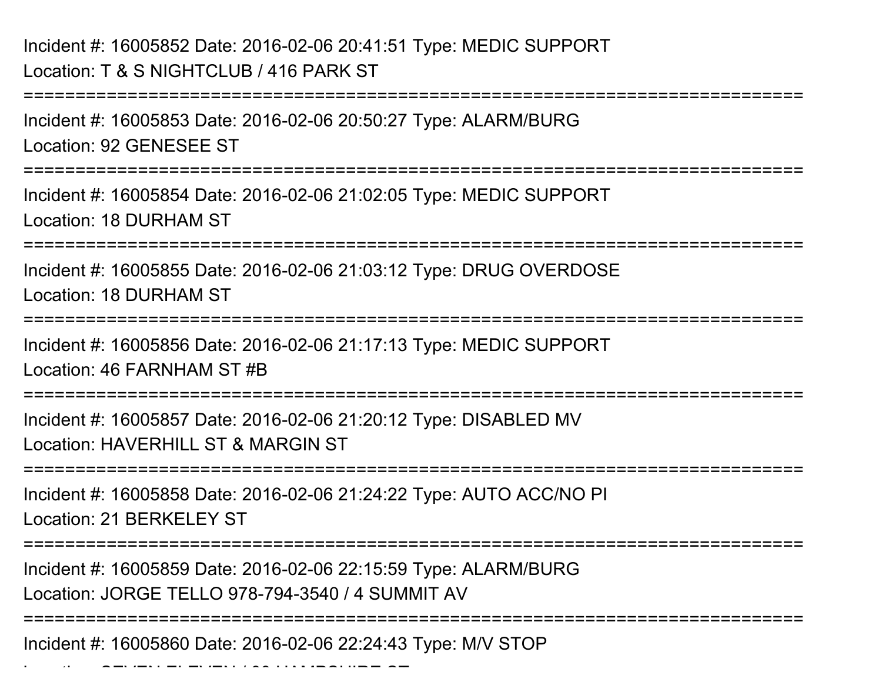Incident #: 16005852 Date: 2016-02-06 20:41:51 Type: MEDIC SUPPORT
Location: T & S NIGHTCLUB / 416 PARK ST

===========================================================================

Incident #: 16005853 Date: 2016-02-06 20:50:27 Type: ALARM/BURG
Location: 92 GENESEE ST

===========================================================================

Incident #: 16005854 Date: 2016-02-06 21:02:05 Type: MEDIC SUPPORT
Location: 18 DURHAM ST

===========================================================================

Incident #: 16005855 Date: 2016-02-06 21:03:12 Type: DRUG OVERDOSE
Location: 18 DURHAM ST

===========================================================================

Incident #: 16005856 Date: 2016-02-06 21:17:13 Type: MEDIC SUPPORT
Location: 46 FARNHAM ST #B

===========================================================================

Incident #: 16005857 Date: 2016-02-06 21:20:12 Type: DISABLED MV
Location: HAVERHILL ST & MARGIN ST

===========================================================================

Incident #: 16005858 Date: 2016-02-06 21:24:22 Type: AUTO ACC/NO PI
Location: 21 BERKELEY ST

===========================================================================

Incident #: 16005859 Date: 2016-02-06 22:15:59 Type: ALARM/BURG
Location: JORGE TELLO 978-794-3540 / 4 SUMMIT AV

===========================================================================

Incident #: 16005860 Date: 2016-02-06 22:24:43 Type: M/V STOP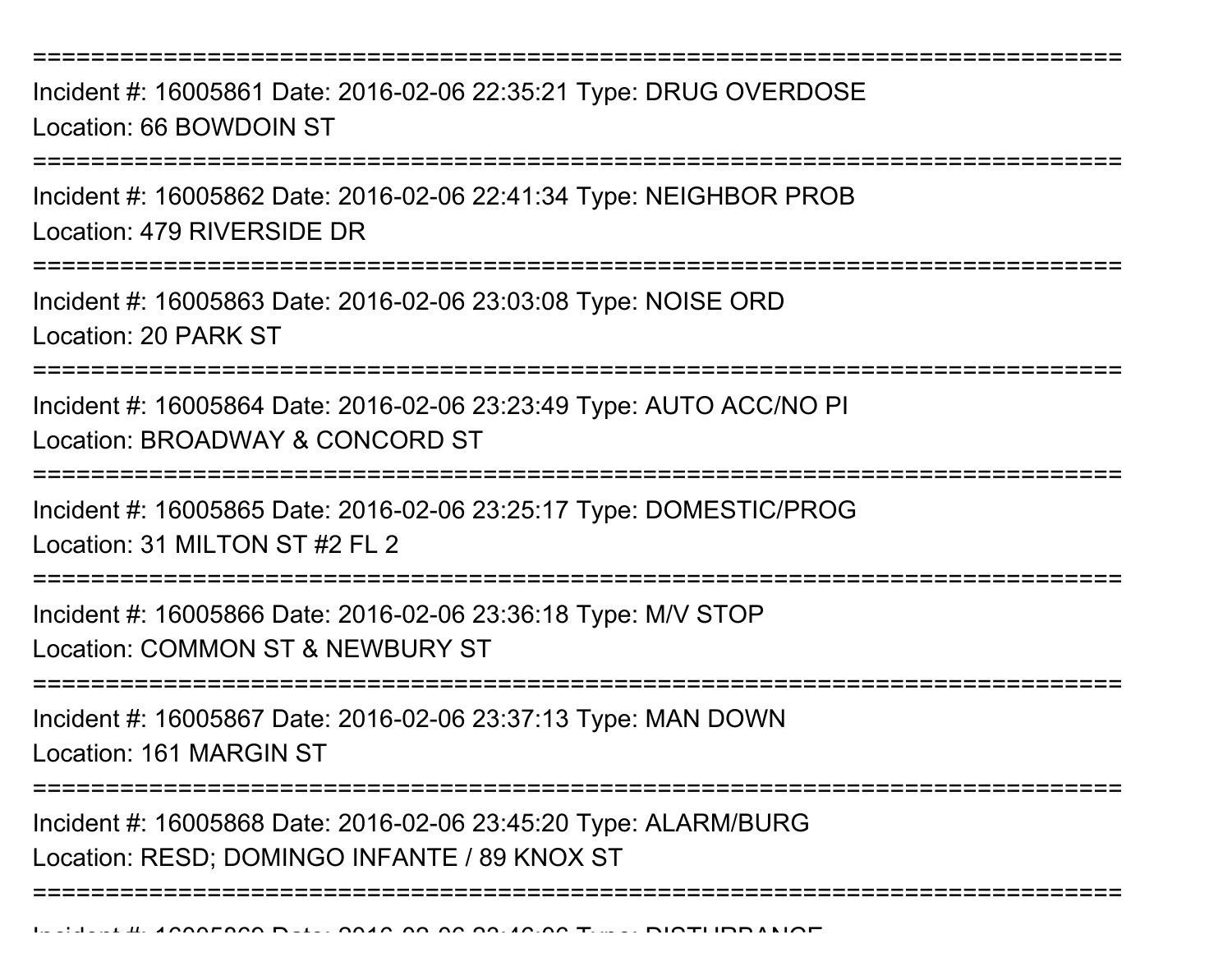===========================================================================

Incident #: 16005861 Date: 2016-02-06 22:35:21 Type: DRUG OVERDOSE
Location: 66 BOWDOIN ST

===========================================================================

Incident #: 16005862 Date: 2016-02-06 22:41:34 Type: NEIGHBOR PROB
Location: 479 RIVERSIDE DR

===========================================================================

Incident #: 16005863 Date: 2016-02-06 23:03:08 Type: NOISE ORD
Location: 20 PARK ST

===========================================================================

Incident #: 16005864 Date: 2016-02-06 23:23:49 Type: AUTO ACC/NO PI
Location: BROADWAY & CONCORD ST

===========================================================================

Incident #: 16005865 Date: 2016-02-06 23:25:17 Type: DOMESTIC/PROG
Location: 31 MILTON ST #2 FL 2

===========================================================================

Incident #: 16005866 Date: 2016-02-06 23:36:18 Type: M/V STOP
Location: COMMON ST & NEWBURY ST

===========================================================================

Incident #: 16005867 Date: 2016-02-06 23:37:13 Type: MAN DOWN
Location: 161 MARGIN ST

===========================================================================

Incident #: 16005868 Date: 2016-02-06 23:45:20 Type: ALARM/BURG
Location: RESD; DOMINGO INFANTE / 89 KNOX ST

===========================================================================

Incident #: 16005869 Date: 2016-02-06 23:46:06 Type: DISTURBANCE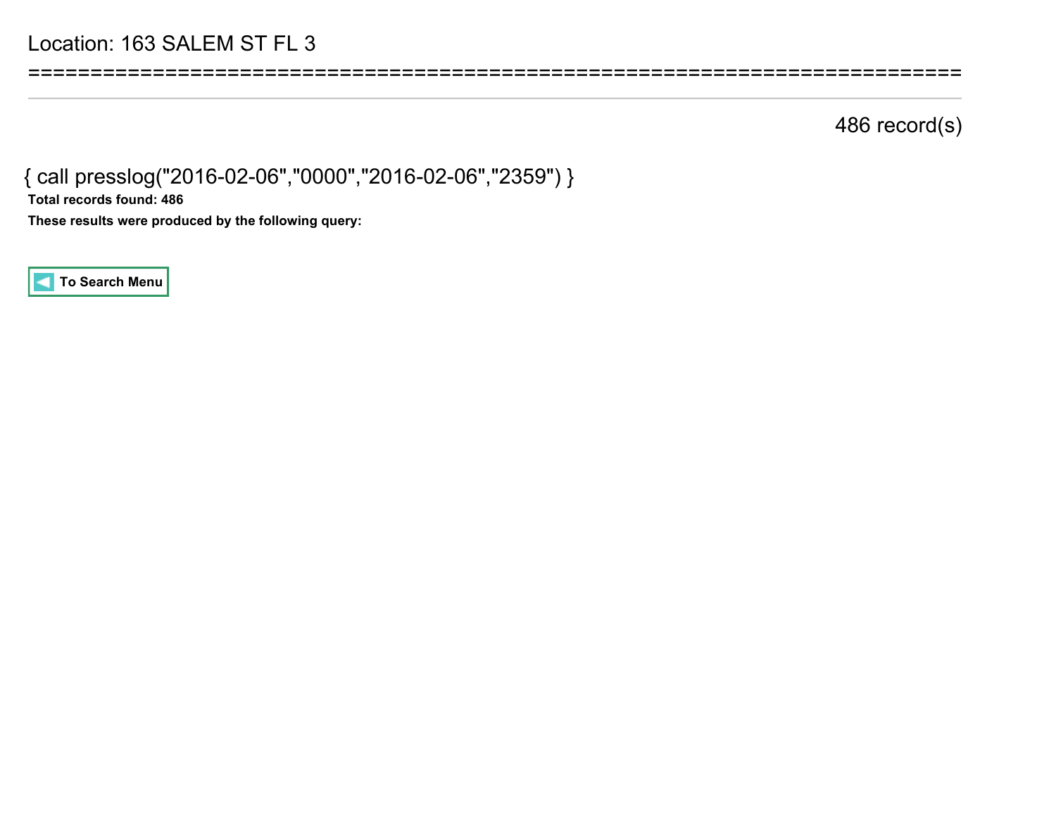Location: 163 SALEM ST FL 3

==========================================================================

---

486 record(s)

{ call presslog("2016-02-06","0000","2016-02-06","2359") }

**Total records found: 486**

**These results were produced by the following query:**

**To Search Menu**